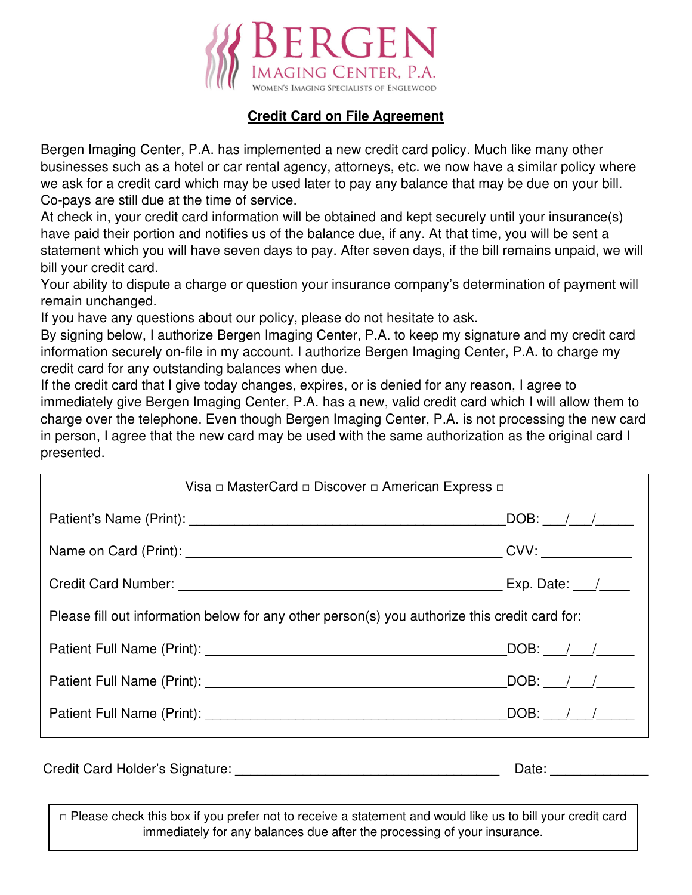# BERGEN

IMAGING CENTER, P.A.

WOMEN'S IMAGING SPECIALISTS OF ENGLEWOOD

## Credit Card on File Agreement

Bergen Imaging Center, P.A. has implemented a new credit card policy. Much like many other businesses such as a hotel or car rental agency, attorneys, etc. we now have a similar policy where we ask for a credit card which may be used later to pay any balance that may be due on your bill. Co-pays are still due at the time of service.

At check in, your credit card information will be obtained and kept securely until your insurance(s) have paid their portion and notifies us of the balance due, if any. At that time, you will be sent a statement which you will have seven days to pay. After seven days, if the bill remains unpaid, we will bill your credit card.

Your ability to dispute a charge or question your insurance company's determination of payment will remain unchanged.

If you have any questions about our policy, please do not hesitate to ask.

By signing below, I authorize Bergen Imaging Center, P.A. to keep my signature and my credit card information securely on-file in my account. I authorize Bergen Imaging Center, P.A. to charge my credit card for any outstanding balances when due.

If the credit card that I give today changes, expires, or is denied for any reason, I agree to immediately give Bergen Imaging Center, P.A. has a new, valid credit card which I will allow them to charge over the telephone. Even though Bergen Imaging Center, P.A. is not processing the new card in person, I agree that the new card may be used with the same authorization as the original card I presented.

Visa □ MasterCard □ Discover □ American Express □

Patient's Name (Print): ____________________________________________ DOB: ___/___/_____

Name on Card (Print): ____________________________________________ CVV: ____________

Credit Card Number: ____________________________________________ Exp. Date: ___/____

Please fill out information below for any other person(s) you authorize this credit card for:

Patient Full Name (Print): ____________________________________________ DOB: ___/___/_____

Patient Full Name (Print): ____________________________________________ DOB: ___/___/_____

Patient Full Name (Print): ____________________________________________ DOB: ___/___/_____

Credit Card Holder's Signature: ____________________________________ Date: _____________

□ Please check this box if you prefer not to receive a statement and would like us to bill your credit card immediately for any balances due after the processing of your insurance.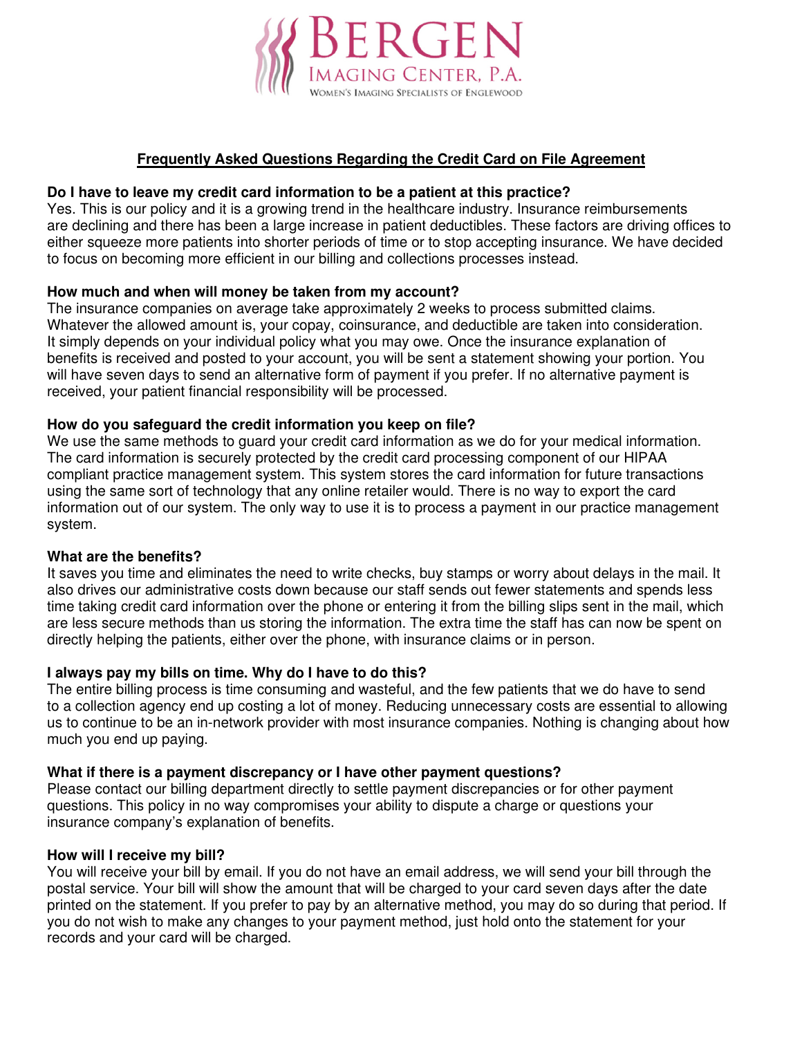# BERGEN IMAGING CENTER, P.A.

WOMEN'S IMAGING SPECIALISTS OF ENGLEWOOD

## Frequently Asked Questions Regarding the Credit Card on File Agreement

**Do I have to leave my credit card information to be a patient at this practice?**
Yes. This is our policy and it is a growing trend in the healthcare industry. Insurance reimbursements are declining and there has been a large increase in patient deductibles. These factors are driving offices to either squeeze more patients into shorter periods of time or to stop accepting insurance. We have decided to focus on becoming more efficient in our billing and collections processes instead.

**How much and when will money be taken from my account?**
The insurance companies on average take approximately 2 weeks to process submitted claims. Whatever the allowed amount is, your copay, coinsurance, and deductible are taken into consideration. It simply depends on your individual policy what you may owe. Once the insurance explanation of benefits is received and posted to your account, you will be sent a statement showing your portion. You will have seven days to send an alternative form of payment if you prefer. If no alternative payment is received, your patient financial responsibility will be processed.

**How do you safeguard the credit information you keep on file?**
We use the same methods to guard your credit card information as we do for your medical information. The card information is securely protected by the credit card processing component of our HIPAA compliant practice management system. This system stores the card information for future transactions using the same sort of technology that any online retailer would. There is no way to export the card information out of our system. The only way to use it is to process a payment in our practice management system.

**What are the benefits?**
It saves you time and eliminates the need to write checks, buy stamps or worry about delays in the mail. It also drives our administrative costs down because our staff sends out fewer statements and spends less time taking credit card information over the phone or entering it from the billing slips sent in the mail, which are less secure methods than us storing the information. The extra time the staff has can now be spent on directly helping the patients, either over the phone, with insurance claims or in person.

**I always pay my bills on time. Why do I have to do this?**
The entire billing process is time consuming and wasteful, and the few patients that we do have to send to a collection agency end up costing a lot of money. Reducing unnecessary costs are essential to allowing us to continue to be an in-network provider with most insurance companies. Nothing is changing about how much you end up paying.

**What if there is a payment discrepancy or I have other payment questions?**
Please contact our billing department directly to settle payment discrepancies or for other payment questions. This policy in no way compromises your ability to dispute a charge or questions your insurance company's explanation of benefits.

**How will I receive my bill?**
You will receive your bill by email. If you do not have an email address, we will send your bill through the postal service. Your bill will show the amount that will be charged to your card seven days after the date printed on the statement. If you prefer to pay by an alternative method, you may do so during that period. If you do not wish to make any changes to your payment method, just hold onto the statement for your records and your card will be charged.